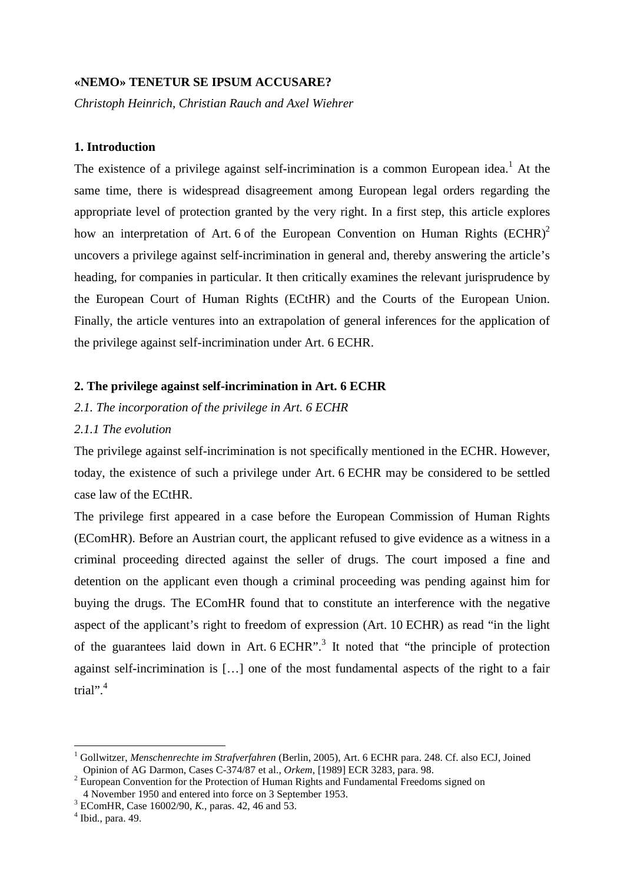**«NEMO» TENETUR SE IPSUM ACCUSARE?**

*Christoph Heinrich, Christian Rauch and Axel Wiehrer*

## 1. Introduction

The existence of a privilege against self-incrimination is a common European idea.[1] At the same time, there is widespread disagreement among European legal orders regarding the appropriate level of protection granted by the very right. In a first step, this article explores how an interpretation of Art. 6 of the European Convention on Human Rights (ECHR)[2] uncovers a privilege against self-incrimination in general and, thereby answering the article's heading, for companies in particular. It then critically examines the relevant jurisprudence by the European Court of Human Rights (ECtHR) and the Courts of the European Union. Finally, the article ventures into an extrapolation of general inferences for the application of the privilege against self-incrimination under Art. 6 ECHR.

## 2. The privilege against self-incrimination in Art. 6 ECHR

### *2.1. The incorporation of the privilege in Art. 6 ECHR*

#### *2.1.1 The evolution*

The privilege against self-incrimination is not specifically mentioned in the ECHR. However, today, the existence of such a privilege under Art. 6 ECHR may be considered to be settled case law of the ECtHR.

The privilege first appeared in a case before the European Commission of Human Rights (EComHR). Before an Austrian court, the applicant refused to give evidence as a witness in a criminal proceeding directed against the seller of drugs. The court imposed a fine and detention on the applicant even though a criminal proceeding was pending against him for buying the drugs. The EComHR found that to constitute an interference with the negative aspect of the applicant's right to freedom of expression (Art. 10 ECHR) as read "in the light of the guarantees laid down in Art. 6 ECHR".[3] It noted that "the principle of protection against self-incrimination is […] one of the most fundamental aspects of the right to a fair trial".[4]

---

[1] Gollwitzer, *Menschenrechte im Strafverfahren* (Berlin, 2005), Art. 6 ECHR para. 248. Cf. also ECJ, Joined Opinion of AG Darmon, Cases C-374/87 et al., *Orkem*, [1989] ECR 3283, para. 98.

[2] European Convention for the Protection of Human Rights and Fundamental Freedoms signed on 4 November 1950 and entered into force on 3 September 1953.

[3] EComHR, Case 16002/90, *K.*, paras. 42, 46 and 53.

[4] Ibid., para. 49.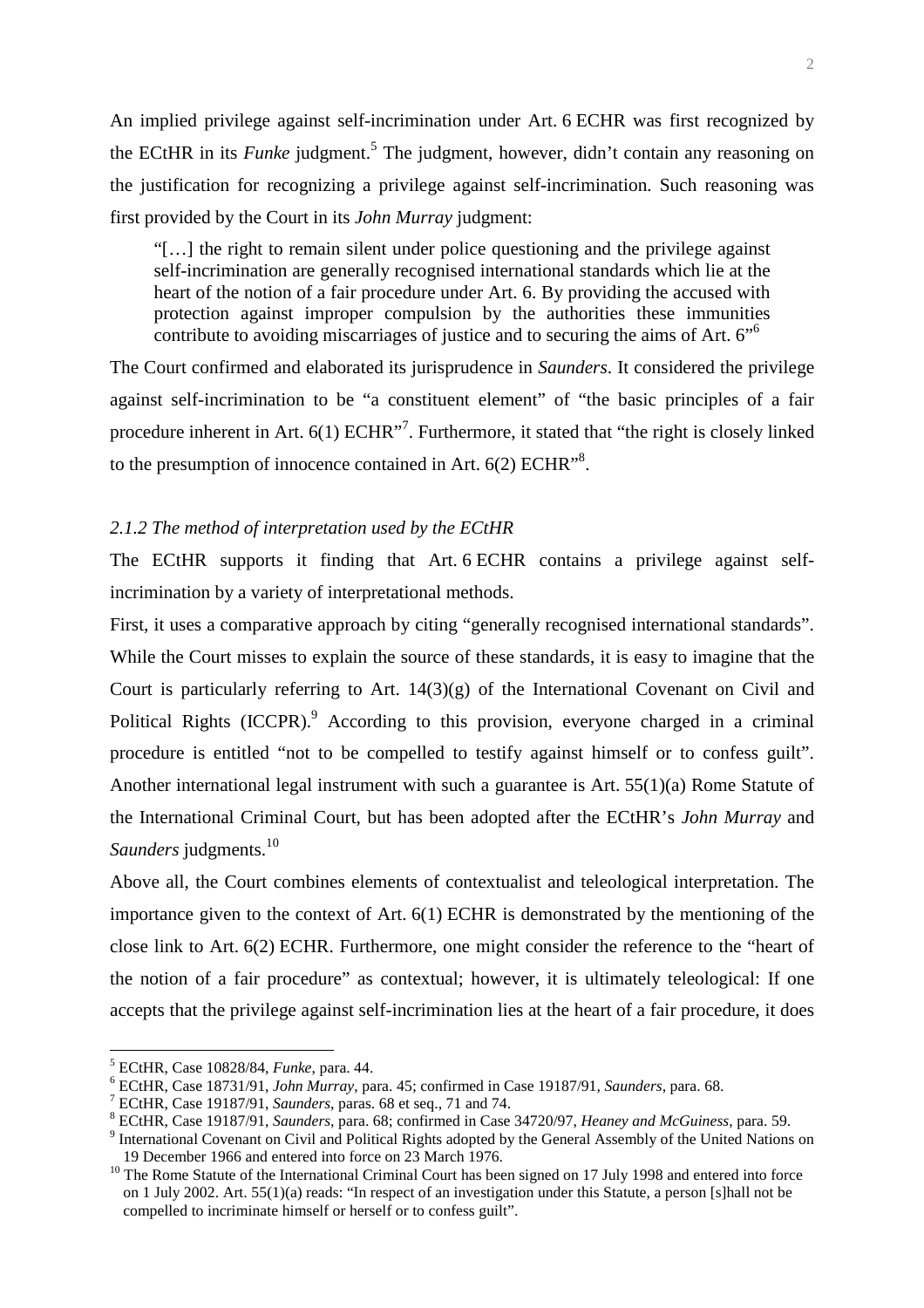An implied privilege against self-incrimination under Art. 6 ECHR was first recognized by the ECtHR in its *Funke* judgment.[5] The judgment, however, didn't contain any reasoning on the justification for recognizing a privilege against self-incrimination. Such reasoning was first provided by the Court in its *John Murray* judgment:

> "[…] the right to remain silent under police questioning and the privilege against self-incrimination are generally recognised international standards which lie at the heart of the notion of a fair procedure under Art. 6. By providing the accused with protection against improper compulsion by the authorities these immunities contribute to avoiding miscarriages of justice and to securing the aims of Art. 6"[6]

The Court confirmed and elaborated its jurisprudence in *Saunders*. It considered the privilege against self-incrimination to be "a constituent element" of "the basic principles of a fair procedure inherent in Art. 6(1) ECHR"[7]. Furthermore, it stated that "the right is closely linked to the presumption of innocence contained in Art. 6(2) ECHR"[8].

### *2.1.2 The method of interpretation used by the ECtHR*

The ECtHR supports it finding that Art. 6 ECHR contains a privilege against self-incrimination by a variety of interpretational methods.

First, it uses a comparative approach by citing "generally recognised international standards". While the Court misses to explain the source of these standards, it is easy to imagine that the Court is particularly referring to Art. 14(3)(g) of the International Covenant on Civil and Political Rights (ICCPR).[9] According to this provision, everyone charged in a criminal procedure is entitled "not to be compelled to testify against himself or to confess guilt". Another international legal instrument with such a guarantee is Art. 55(1)(a) Rome Statute of the International Criminal Court, but has been adopted after the ECtHR's *John Murray* and *Saunders* judgments.[10]

Above all, the Court combines elements of contextualist and teleological interpretation. The importance given to the context of Art. 6(1) ECHR is demonstrated by the mentioning of the close link to Art. 6(2) ECHR. Furthermore, one might consider the reference to the "heart of the notion of a fair procedure" as contextual; however, it is ultimately teleological: If one accepts that the privilege against self-incrimination lies at the heart of a fair procedure, it does

---

[5] ECtHR, Case 10828/84, *Funke*, para. 44.

[6] ECtHR, Case 18731/91, *John Murray*, para. 45; confirmed in Case 19187/91, *Saunders*, para. 68.

[7] ECtHR, Case 19187/91, *Saunders*, paras. 68 et seq., 71 and 74.

[8] ECtHR, Case 19187/91, *Saunders*, para. 68; confirmed in Case 34720/97, *Heaney and McGuiness*, para. 59.

[9] International Covenant on Civil and Political Rights adopted by the General Assembly of the United Nations on 19 December 1966 and entered into force on 23 March 1976.

[10] The Rome Statute of the International Criminal Court has been signed on 17 July 1998 and entered into force on 1 July 2002. Art. 55(1)(a) reads: "In respect of an investigation under this Statute, a person [s]hall not be compelled to incriminate himself or herself or to confess guilt".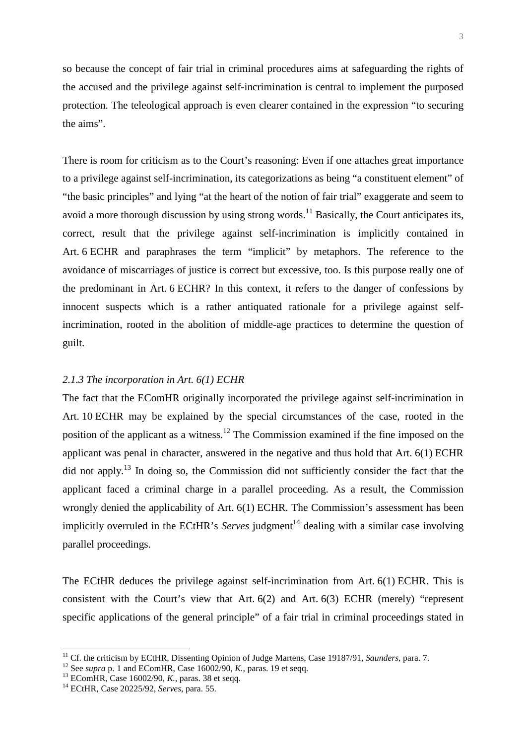so because the concept of fair trial in criminal procedures aims at safeguarding the rights of the accused and the privilege against self-incrimination is central to implement the purposed protection. The teleological approach is even clearer contained in the expression "to securing the aims".

There is room for criticism as to the Court's reasoning: Even if one attaches great importance to a privilege against self-incrimination, its categorizations as being "a constituent element" of "the basic principles" and lying "at the heart of the notion of fair trial" exaggerate and seem to avoid a more thorough discussion by using strong words.[11] Basically, the Court anticipates its, correct, result that the privilege against self-incrimination is implicitly contained in Art. 6 ECHR and paraphrases the term "implicit" by metaphors. The reference to the avoidance of miscarriages of justice is correct but excessive, too. Is this purpose really one of the predominant in Art. 6 ECHR? In this context, it refers to the danger of confessions by innocent suspects which is a rather antiquated rationale for a privilege against self-incrimination, rooted in the abolition of middle-age practices to determine the question of guilt.

### *2.1.3 The incorporation in Art. 6(1) ECHR*

The fact that the EComHR originally incorporated the privilege against self-incrimination in Art. 10 ECHR may be explained by the special circumstances of the case, rooted in the position of the applicant as a witness.[12] The Commission examined if the fine imposed on the applicant was penal in character, answered in the negative and thus hold that Art. 6(1) ECHR did not apply.[13] In doing so, the Commission did not sufficiently consider the fact that the applicant faced a criminal charge in a parallel proceeding. As a result, the Commission wrongly denied the applicability of Art. 6(1) ECHR. The Commission's assessment has been implicitly overruled in the ECtHR's *Serves* judgment[14] dealing with a similar case involving parallel proceedings.

The ECtHR deduces the privilege against self-incrimination from Art. 6(1) ECHR. This is consistent with the Court's view that Art. 6(2) and Art. 6(3) ECHR (merely) "represent specific applications of the general principle" of a fair trial in criminal proceedings stated in

---

[11] Cf. the criticism by ECtHR, Dissenting Opinion of Judge Martens, Case 19187/91, *Saunders*, para. 7.

[12] See *supra* p. 1 and EComHR, Case 16002/90, *K.*, paras. 19 et seqq.

[13] EComHR, Case 16002/90, *K.*, paras. 38 et seqq.

[14] ECtHR, Case 20225/92, *Serves*, para. 55.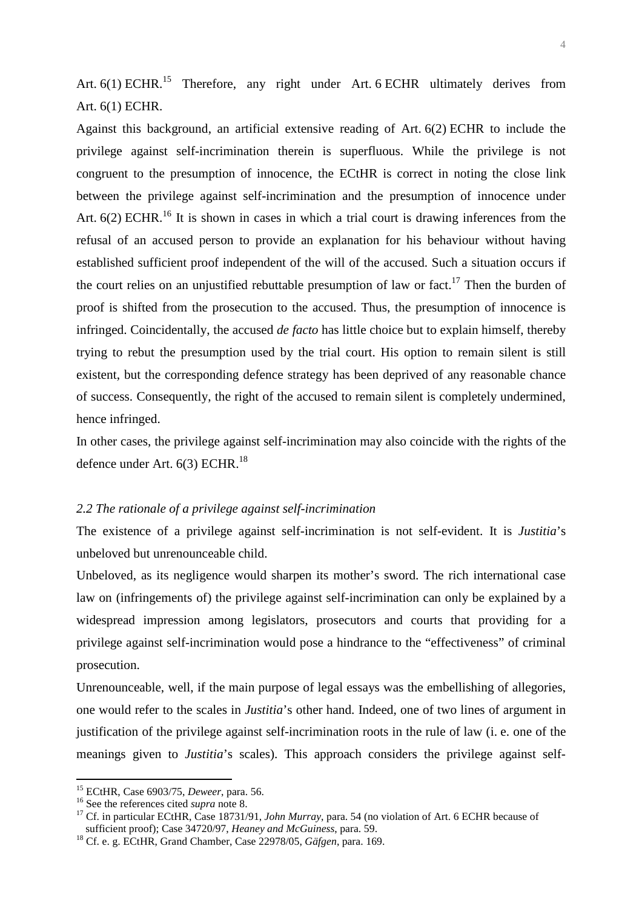Art. 6(1) ECHR.[15] Therefore, any right under Art. 6 ECHR ultimately derives from Art. 6(1) ECHR.

Against this background, an artificial extensive reading of Art. 6(2) ECHR to include the privilege against self-incrimination therein is superfluous. While the privilege is not congruent to the presumption of innocence, the ECtHR is correct in noting the close link between the privilege against self-incrimination and the presumption of innocence under Art. 6(2) ECHR.[16] It is shown in cases in which a trial court is drawing inferences from the refusal of an accused person to provide an explanation for his behaviour without having established sufficient proof independent of the will of the accused. Such a situation occurs if the court relies on an unjustified rebuttable presumption of law or fact.[17] Then the burden of proof is shifted from the prosecution to the accused. Thus, the presumption of innocence is infringed. Coincidentally, the accused *de facto* has little choice but to explain himself, thereby trying to rebut the presumption used by the trial court. His option to remain silent is still existent, but the corresponding defence strategy has been deprived of any reasonable chance of success. Consequently, the right of the accused to remain silent is completely undermined, hence infringed.

In other cases, the privilege against self-incrimination may also coincide with the rights of the defence under Art. 6(3) ECHR.[18]

### *2.2 The rationale of a privilege against self-incrimination*

The existence of a privilege against self-incrimination is not self-evident. It is *Justitia*'s unbeloved but unrenounceable child.

Unbeloved, as its negligence would sharpen its mother's sword. The rich international case law on (infringements of) the privilege against self-incrimination can only be explained by a widespread impression among legislators, prosecutors and courts that providing for a privilege against self-incrimination would pose a hindrance to the "effectiveness" of criminal prosecution.

Unrenounceable, well, if the main purpose of legal essays was the embellishing of allegories, one would refer to the scales in *Justitia*'s other hand. Indeed, one of two lines of argument in justification of the privilege against self-incrimination roots in the rule of law (i. e. one of the meanings given to *Justitia*'s scales). This approach considers the privilege against self-

---

[15] ECtHR, Case 6903/75, *Deweer*, para. 56.

[16] See the references cited *supra* note 8.

[17] Cf. in particular ECtHR, Case 18731/91, *John Murray*, para. 54 (no violation of Art. 6 ECHR because of sufficient proof); Case 34720/97, *Heaney and McGuiness*, para. 59.

[18] Cf. e. g. ECtHR, Grand Chamber, Case 22978/05, *Gäfgen*, para. 169.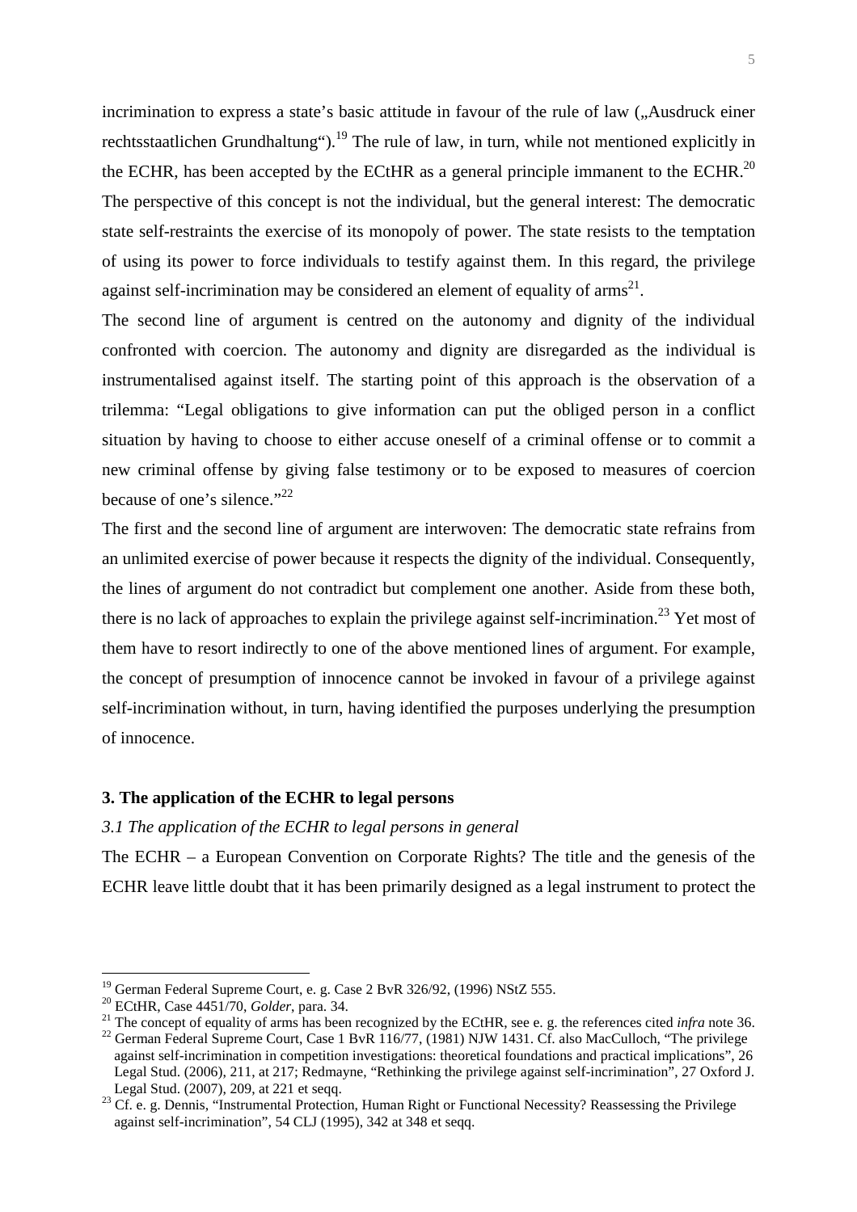incrimination to express a state's basic attitude in favour of the rule of law („Ausdruck einer rechtsstaatlichen Grundhaltung").[19] The rule of law, in turn, while not mentioned explicitly in the ECHR, has been accepted by the ECtHR as a general principle immanent to the ECHR.[20] The perspective of this concept is not the individual, but the general interest: The democratic state self-restraints the exercise of its monopoly of power. The state resists to the temptation of using its power to force individuals to testify against them. In this regard, the privilege against self-incrimination may be considered an element of equality of arms[21].

The second line of argument is centred on the autonomy and dignity of the individual confronted with coercion. The autonomy and dignity are disregarded as the individual is instrumentalised against itself. The starting point of this approach is the observation of a trilemma: "Legal obligations to give information can put the obliged person in a conflict situation by having to choose to either accuse oneself of a criminal offense or to commit a new criminal offense by giving false testimony or to be exposed to measures of coercion because of one's silence."[22]

The first and the second line of argument are interwoven: The democratic state refrains from an unlimited exercise of power because it respects the dignity of the individual. Consequently, the lines of argument do not contradict but complement one another. Aside from these both, there is no lack of approaches to explain the privilege against self-incrimination.[23] Yet most of them have to resort indirectly to one of the above mentioned lines of argument. For example, the concept of presumption of innocence cannot be invoked in favour of a privilege against self-incrimination without, in turn, having identified the purposes underlying the presumption of innocence.

### 3. The application of the ECHR to legal persons

#### *3.1 The application of the ECHR to legal persons in general*

The ECHR – a European Convention on Corporate Rights? The title and the genesis of the ECHR leave little doubt that it has been primarily designed as a legal instrument to protect the

---

[19] German Federal Supreme Court, e. g. Case 2 BvR 326/92, (1996) NStZ 555.

[20] ECtHR, Case 4451/70, *Golder*, para. 34.

[21] The concept of equality of arms has been recognized by the ECtHR, see e. g. the references cited *infra* note 36.

[22] German Federal Supreme Court, Case 1 BvR 116/77, (1981) NJW 1431. Cf. also MacCulloch, "The privilege against self-incrimination in competition investigations: theoretical foundations and practical implications", 26 Legal Stud. (2006), 211, at 217; Redmayne, "Rethinking the privilege against self-incrimination", 27 Oxford J. Legal Stud. (2007), 209, at 221 et seqq.

[23] Cf. e. g. Dennis, "Instrumental Protection, Human Right or Functional Necessity? Reassessing the Privilege against self-incrimination", 54 CLJ (1995), 342 at 348 et seqq.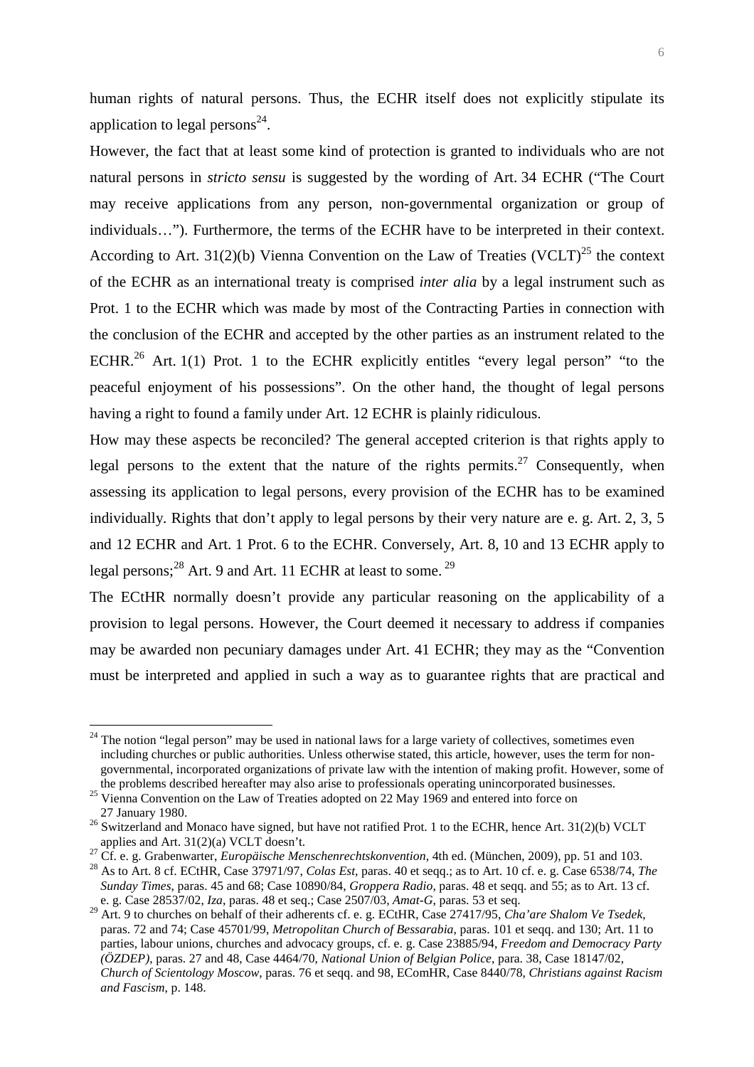human rights of natural persons. Thus, the ECHR itself does not explicitly stipulate its application to legal persons[24].

However, the fact that at least some kind of protection is granted to individuals who are not natural persons in *stricto sensu* is suggested by the wording of Art. 34 ECHR ("The Court may receive applications from any person, non-governmental organization or group of individuals…"). Furthermore, the terms of the ECHR have to be interpreted in their context. According to Art. 31(2)(b) Vienna Convention on the Law of Treaties (VCLT)[25] the context of the ECHR as an international treaty is comprised *inter alia* by a legal instrument such as Prot. 1 to the ECHR which was made by most of the Contracting Parties in connection with the conclusion of the ECHR and accepted by the other parties as an instrument related to the ECHR.[26] Art. 1(1) Prot. 1 to the ECHR explicitly entitles "every legal person" "to the peaceful enjoyment of his possessions". On the other hand, the thought of legal persons having a right to found a family under Art. 12 ECHR is plainly ridiculous.

How may these aspects be reconciled? The general accepted criterion is that rights apply to legal persons to the extent that the nature of the rights permits.[27] Consequently, when assessing its application to legal persons, every provision of the ECHR has to be examined individually. Rights that don't apply to legal persons by their very nature are e. g. Art. 2, 3, 5 and 12 ECHR and Art. 1 Prot. 6 to the ECHR. Conversely, Art. 8, 10 and 13 ECHR apply to legal persons;[28] Art. 9 and Art. 11 ECHR at least to some. [29]

The ECtHR normally doesn't provide any particular reasoning on the applicability of a provision to legal persons. However, the Court deemed it necessary to address if companies may be awarded non pecuniary damages under Art. 41 ECHR; they may as the "Convention must be interpreted and applied in such a way as to guarantee rights that are practical and

---

[24] The notion "legal person" may be used in national laws for a large variety of collectives, sometimes even including churches or public authorities. Unless otherwise stated, this article, however, uses the term for non-governmental, incorporated organizations of private law with the intention of making profit. However, some of the problems described hereafter may also arise to professionals operating unincorporated businesses.

[25] Vienna Convention on the Law of Treaties adopted on 22 May 1969 and entered into force on 27 January 1980.

[26] Switzerland and Monaco have signed, but have not ratified Prot. 1 to the ECHR, hence Art. 31(2)(b) VCLT applies and Art. 31(2)(a) VCLT doesn't.

[27] Cf. e. g. Grabenwarter, *Europäische Menschenrechtskonvention*, 4th ed. (München, 2009), pp. 51 and 103.

[28] As to Art. 8 cf. ECtHR, Case 37971/97, *Colas Est*, paras. 40 et seqq.; as to Art. 10 cf. e. g. Case 6538/74, *The Sunday Times*, paras. 45 and 68; Case 10890/84, *Groppera Radio*, paras. 48 et seqq. and 55; as to Art. 13 cf. e. g. Case 28537/02, *Iza*, paras. 48 et seq.; Case 2507/03, *Amat-G*, paras. 53 et seq.

[29] Art. 9 to churches on behalf of their adherents cf. e. g. ECtHR, Case 27417/95, *Cha'are Shalom Ve Tsedek*, paras. 72 and 74; Case 45701/99, *Metropolitan Church of Bessarabia*, paras. 101 et seqq. and 130; Art. 11 to parties, labour unions, churches and advocacy groups, cf. e. g. Case 23885/94, *Freedom and Democracy Party (ÖZDEP)*, paras. 27 and 48, Case 4464/70, *National Union of Belgian Police*, para. 38, Case 18147/02, *Church of Scientology Moscow*, paras. 76 et seqq. and 98, EComHR, Case 8440/78, *Christians against Racism and Fascism*, p. 148.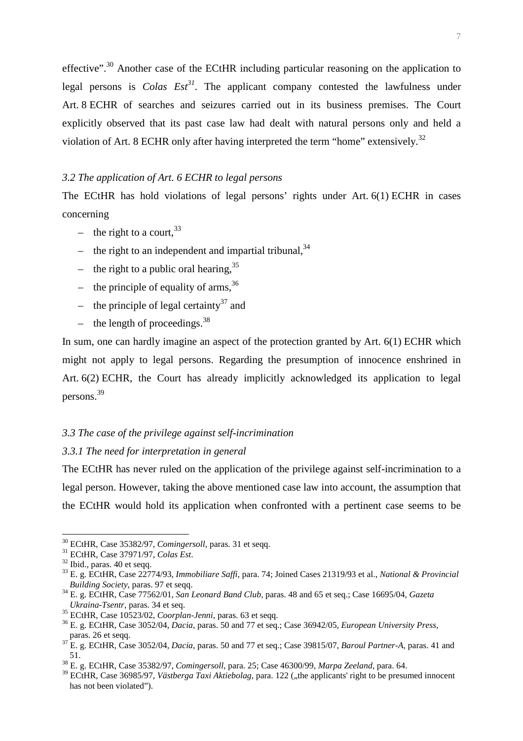effective".[30] Another case of the ECtHR including particular reasoning on the application to legal persons is *Colas Est*[31]. The applicant company contested the lawfulness under Art. 8 ECHR of searches and seizures carried out in its business premises. The Court explicitly observed that its past case law had dealt with natural persons only and held a violation of Art. 8 ECHR only after having interpreted the term "home" extensively.[32]

### *3.2 The application of Art. 6 ECHR to legal persons*

The ECtHR has hold violations of legal persons' rights under Art. 6(1) ECHR in cases concerning

- the right to a court,[33]
- the right to an independent and impartial tribunal,[34]
- the right to a public oral hearing,[35]
- the principle of equality of arms,[36]
- the principle of legal certainty[37] and
- the length of proceedings.[38]

In sum, one can hardly imagine an aspect of the protection granted by Art. 6(1) ECHR which might not apply to legal persons. Regarding the presumption of innocence enshrined in Art. 6(2) ECHR, the Court has already implicitly acknowledged its application to legal persons.[39]

### *3.3 The case of the privilege against self-incrimination*

#### *3.3.1 The need for interpretation in general*

The ECtHR has never ruled on the application of the privilege against self-incrimination to a legal person. However, taking the above mentioned case law into account, the assumption that the ECtHR would hold its application when confronted with a pertinent case seems to be

---

[30] ECtHR, Case 35382/97, *Comingersoll*, paras. 31 et seqq.

[31] ECtHR, Case 37971/97, *Colas Est*.

[32] Ibid., paras. 40 et seqq.

[33] E. g. ECtHR, Case 22774/93, *Immobiliare Saffi*, para. 74; Joined Cases 21319/93 et al., *National & Provincial Building Society*, paras. 97 et seqq.

[34] E. g. ECtHR, Case 77562/01, *San Leonard Band Club*, paras. 48 and 65 et seq.; Case 16695/04, *Gazeta Ukraina-Tsentr*, paras. 34 et seq.

[35] ECtHR, Case 10523/02, *Coorplan-Jenni*, paras. 63 et seqq.

[36] E. g. ECtHR, Case 3052/04, *Dacia*, paras. 50 and 77 et seq.; Case 36942/05, *European University Press*, paras. 26 et seqq.

[37] E. g. ECtHR, Case 3052/04, *Dacia*, paras. 50 and 77 et seq.; Case 39815/07, *Baroul Partner-A*, paras. 41 and 51.

[38] E. g. ECtHR, Case 35382/97, *Comingersoll*, para. 25; Case 46300/99, *Marpa Zeeland*, para. 64.

[39] ECtHR, Case 36985/97, *Västberga Taxi Aktiebolag*, para. 122 („the applicants' right to be presumed innocent has not been violated").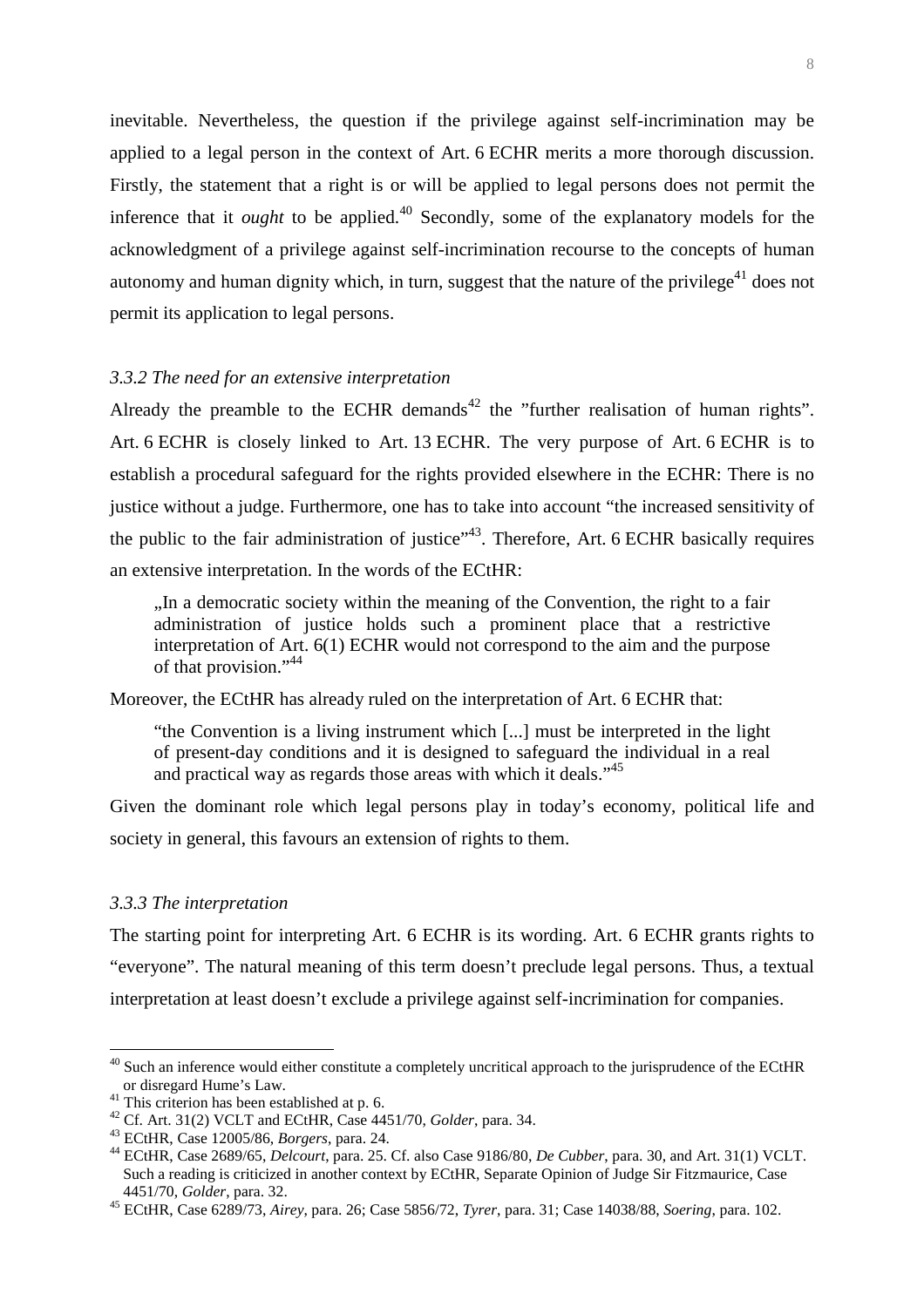inevitable. Nevertheless, the question if the privilege against self-incrimination may be applied to a legal person in the context of Art. 6 ECHR merits a more thorough discussion. Firstly, the statement that a right is or will be applied to legal persons does not permit the inference that it *ought* to be applied.[40] Secondly, some of the explanatory models for the acknowledgment of a privilege against self-incrimination recourse to the concepts of human autonomy and human dignity which, in turn, suggest that the nature of the privilege[41] does not permit its application to legal persons.

### *3.3.2 The need for an extensive interpretation*

Already the preamble to the ECHR demands[42] the "further realisation of human rights". Art. 6 ECHR is closely linked to Art. 13 ECHR. The very purpose of Art. 6 ECHR is to establish a procedural safeguard for the rights provided elsewhere in the ECHR: There is no justice without a judge. Furthermore, one has to take into account "the increased sensitivity of the public to the fair administration of justice"[43]. Therefore, Art. 6 ECHR basically requires an extensive interpretation. In the words of the ECtHR:

> „In a democratic society within the meaning of the Convention, the right to a fair administration of justice holds such a prominent place that a restrictive interpretation of Art. 6(1) ECHR would not correspond to the aim and the purpose of that provision."[44]

Moreover, the ECtHR has already ruled on the interpretation of Art. 6 ECHR that:

> "the Convention is a living instrument which [...] must be interpreted in the light of present-day conditions and it is designed to safeguard the individual in a real and practical way as regards those areas with which it deals."[45]

Given the dominant role which legal persons play in today's economy, political life and society in general, this favours an extension of rights to them.

### *3.3.3 The interpretation*

The starting point for interpreting Art. 6 ECHR is its wording. Art. 6 ECHR grants rights to "everyone". The natural meaning of this term doesn't preclude legal persons. Thus, a textual interpretation at least doesn't exclude a privilege against self-incrimination for companies.

---

[40] Such an inference would either constitute a completely uncritical approach to the jurisprudence of the ECtHR or disregard Hume's Law.

[41] This criterion has been established at p. 6.

[42] Cf. Art. 31(2) VCLT and ECtHR, Case 4451/70, *Golder*, para. 34.

[43] ECtHR, Case 12005/86, *Borgers*, para. 24.

[44] ECtHR, Case 2689/65, *Delcourt*, para. 25. Cf. also Case 9186/80, *De Cubber*, para. 30, and Art. 31(1) VCLT. Such a reading is criticized in another context by ECtHR, Separate Opinion of Judge Sir Fitzmaurice, Case 4451/70, *Golder*, para. 32.

[45] ECtHR, Case 6289/73, *Airey*, para. 26; Case 5856/72, *Tyrer*, para. 31; Case 14038/88, *Soering*, para. 102.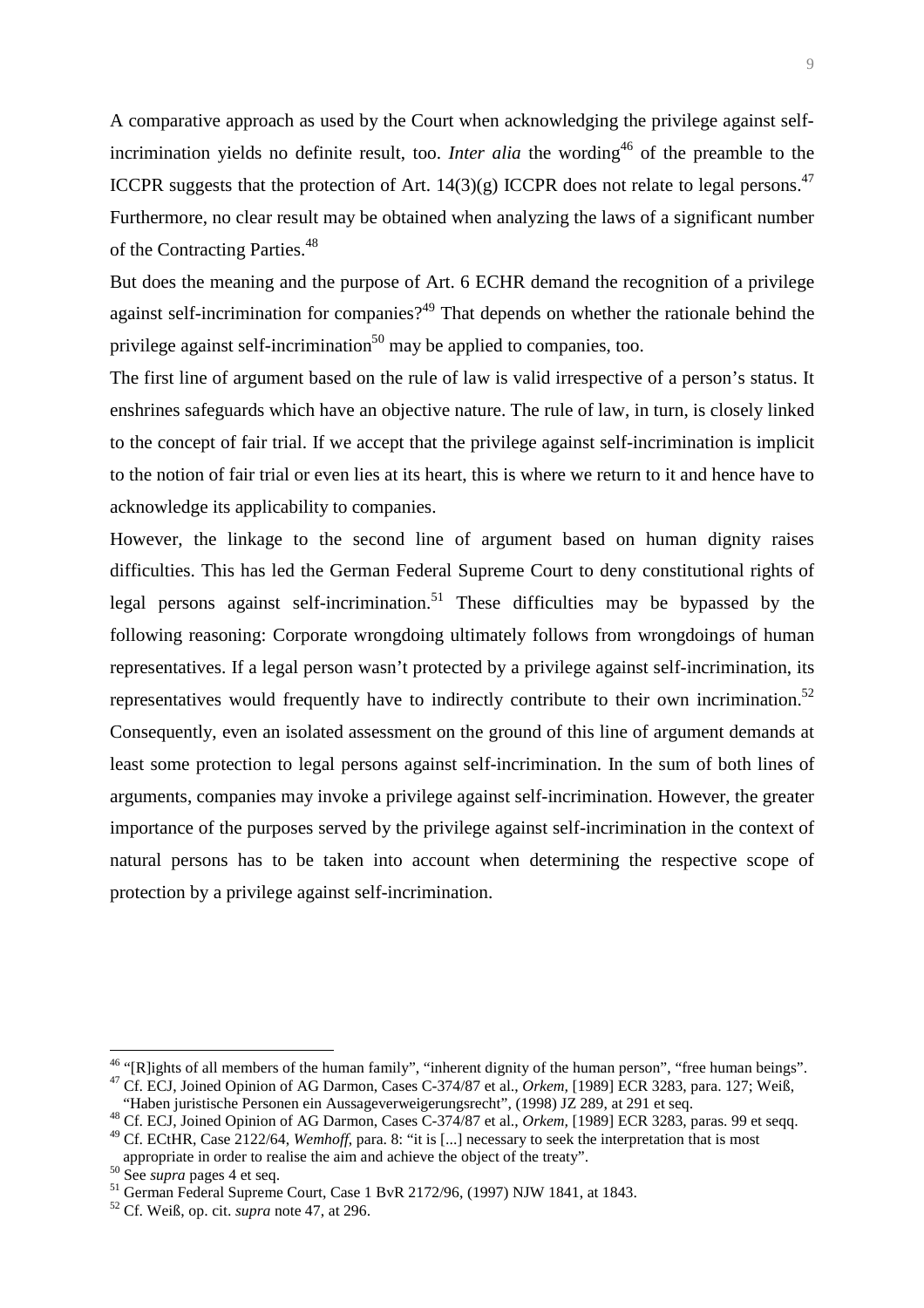A comparative approach as used by the Court when acknowledging the privilege against self-incrimination yields no definite result, too. *Inter alia* the wording[46] of the preamble to the ICCPR suggests that the protection of Art. 14(3)(g) ICCPR does not relate to legal persons.[47] Furthermore, no clear result may be obtained when analyzing the laws of a significant number of the Contracting Parties.[48]

But does the meaning and the purpose of Art. 6 ECHR demand the recognition of a privilege against self-incrimination for companies?[49] That depends on whether the rationale behind the privilege against self-incrimination[50] may be applied to companies, too.

The first line of argument based on the rule of law is valid irrespective of a person's status. It enshrines safeguards which have an objective nature. The rule of law, in turn, is closely linked to the concept of fair trial. If we accept that the privilege against self-incrimination is implicit to the notion of fair trial or even lies at its heart, this is where we return to it and hence have to acknowledge its applicability to companies.

However, the linkage to the second line of argument based on human dignity raises difficulties. This has led the German Federal Supreme Court to deny constitutional rights of legal persons against self-incrimination.[51] These difficulties may be bypassed by the following reasoning: Corporate wrongdoing ultimately follows from wrongdoings of human representatives. If a legal person wasn't protected by a privilege against self-incrimination, its representatives would frequently have to indirectly contribute to their own incrimination.[52] Consequently, even an isolated assessment on the ground of this line of argument demands at least some protection to legal persons against self-incrimination. In the sum of both lines of arguments, companies may invoke a privilege against self-incrimination. However, the greater importance of the purposes served by the privilege against self-incrimination in the context of natural persons has to be taken into account when determining the respective scope of protection by a privilege against self-incrimination.

---

[46] "[R]ights of all members of the human family", "inherent dignity of the human person", "free human beings".

[47] Cf. ECJ, Joined Opinion of AG Darmon, Cases C-374/87 et al., *Orkem*, [1989] ECR 3283, para. 127; Weiß, "Haben juristische Personen ein Aussageverweigerungsrecht", (1998) JZ 289, at 291 et seq.

[48] Cf. ECJ, Joined Opinion of AG Darmon, Cases C-374/87 et al., *Orkem*, [1989] ECR 3283, paras. 99 et seqq.

[49] Cf. ECtHR, Case 2122/64, *Wemhoff*, para. 8: "it is [...] necessary to seek the interpretation that is most appropriate in order to realise the aim and achieve the object of the treaty".

[50] See *supra* pages 4 et seq.

[51] German Federal Supreme Court, Case 1 BvR 2172/96, (1997) NJW 1841, at 1843.

[52] Cf. Weiß, op. cit. *supra* note 47, at 296.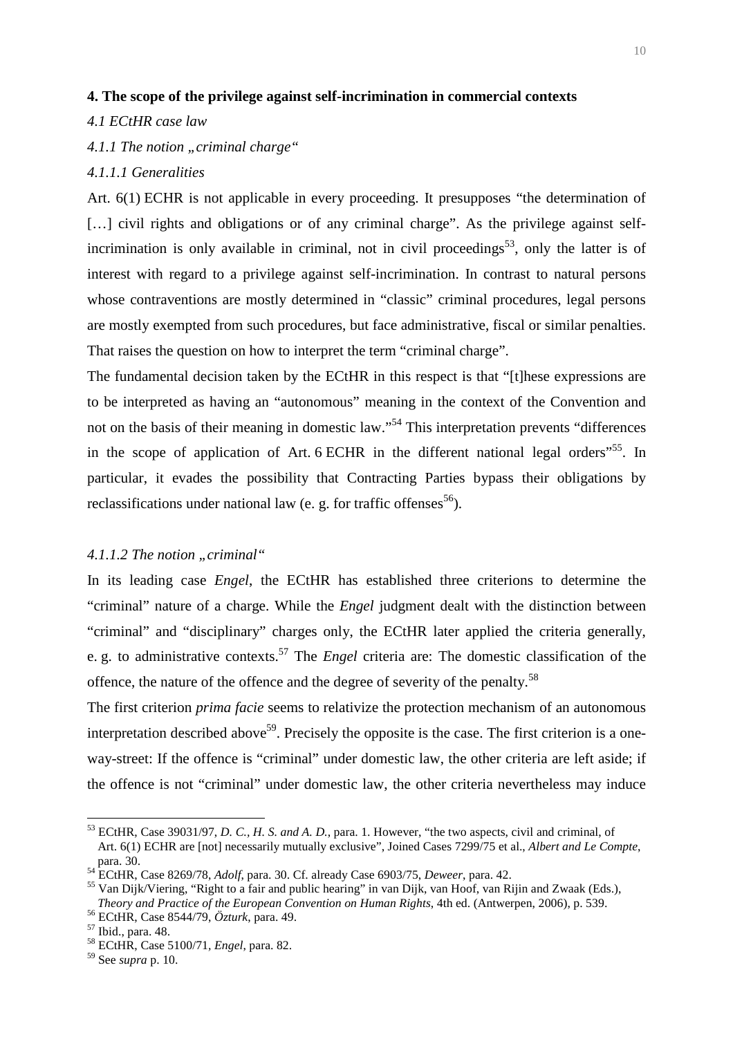## 4. The scope of the privilege against self-incrimination in commercial contexts

### *4.1 ECtHR case law*

#### *4.1.1 The notion „criminal charge"*

##### *4.1.1.1 Generalities*

Art. 6(1) ECHR is not applicable in every proceeding. It presupposes "the determination of […] civil rights and obligations or of any criminal charge". As the privilege against self-incrimination is only available in criminal, not in civil proceedings[53], only the latter is of interest with regard to a privilege against self-incrimination. In contrast to natural persons whose contraventions are mostly determined in "classic" criminal procedures, legal persons are mostly exempted from such procedures, but face administrative, fiscal or similar penalties. That raises the question on how to interpret the term "criminal charge".

The fundamental decision taken by the ECtHR in this respect is that "[t]hese expressions are to be interpreted as having an "autonomous" meaning in the context of the Convention and not on the basis of their meaning in domestic law."[54] This interpretation prevents "differences in the scope of application of Art. 6 ECHR in the different national legal orders"[55]. In particular, it evades the possibility that Contracting Parties bypass their obligations by reclassifications under national law (e. g. for traffic offenses[56]).

##### *4.1.1.2 The notion „criminal"*

In its leading case *Engel*, the ECtHR has established three criterions to determine the "criminal" nature of a charge. While the *Engel* judgment dealt with the distinction between "criminal" and "disciplinary" charges only, the ECtHR later applied the criteria generally, e. g. to administrative contexts.[57] The *Engel* criteria are: The domestic classification of the offence, the nature of the offence and the degree of severity of the penalty.[58]

The first criterion *prima facie* seems to relativize the protection mechanism of an autonomous interpretation described above[59]. Precisely the opposite is the case. The first criterion is a one-way-street: If the offence is "criminal" under domestic law, the other criteria are left aside; if the offence is not "criminal" under domestic law, the other criteria nevertheless may induce

---

[53] ECtHR, Case 39031/97, *D. C., H. S. and A. D.*, para. 1. However, "the two aspects, civil and criminal, of Art. 6(1) ECHR are [not] necessarily mutually exclusive", Joined Cases 7299/75 et al., *Albert and Le Compte*, para. 30.

[54] ECtHR, Case 8269/78, *Adolf*, para. 30. Cf. already Case 6903/75, *Deweer*, para. 42.

[55] Van Dijk/Viering, "Right to a fair and public hearing" in van Dijk, van Hoof, van Rijin and Zwaak (Eds.), *Theory and Practice of the European Convention on Human Rights*, 4th ed. (Antwerpen, 2006), p. 539.

[56] ECtHR, Case 8544/79, *Özturk*, para. 49.

[57] Ibid., para. 48.

[58] ECtHR, Case 5100/71, *Engel*, para. 82.

[59] See *supra* p. 10.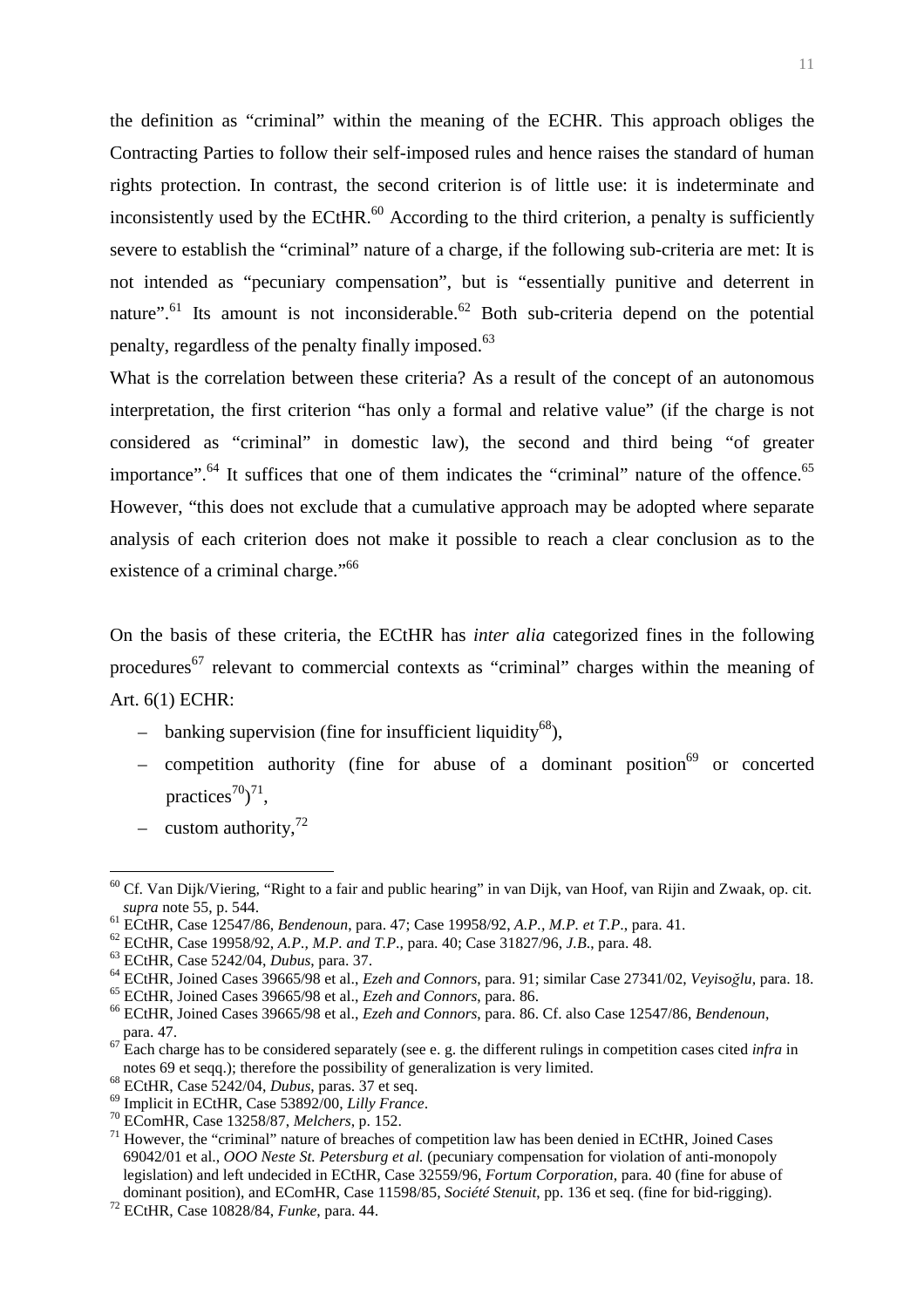the definition as "criminal" within the meaning of the ECHR. This approach obliges the Contracting Parties to follow their self-imposed rules and hence raises the standard of human rights protection. In contrast, the second criterion is of little use: it is indeterminate and inconsistently used by the ECtHR.[60] According to the third criterion, a penalty is sufficiently severe to establish the "criminal" nature of a charge, if the following sub-criteria are met: It is not intended as "pecuniary compensation", but is "essentially punitive and deterrent in nature".[61] Its amount is not inconsiderable.[62] Both sub-criteria depend on the potential penalty, regardless of the penalty finally imposed.[63]

What is the correlation between these criteria? As a result of the concept of an autonomous interpretation, the first criterion "has only a formal and relative value" (if the charge is not considered as "criminal" in domestic law), the second and third being "of greater importance".[64] It suffices that one of them indicates the "criminal" nature of the offence.[65] However, "this does not exclude that a cumulative approach may be adopted where separate analysis of each criterion does not make it possible to reach a clear conclusion as to the existence of a criminal charge."[66]

On the basis of these criteria, the ECtHR has *inter alia* categorized fines in the following procedures[67] relevant to commercial contexts as "criminal" charges within the meaning of Art. 6(1) ECHR:

- banking supervision (fine for insufficient liquidity[68]),
- competition authority (fine for abuse of a dominant position[69] or concerted practices[70])[71],
- custom authority,[72]

---

[60] Cf. Van Dijk/Viering, "Right to a fair and public hearing" in van Dijk, van Hoof, van Rijin and Zwaak, op. cit. *supra* note 55, p. 544.

[61] ECtHR, Case 12547/86, *Bendenoun*, para. 47; Case 19958/92, *A.P., M.P. et T.P.*, para. 41.

[62] ECtHR, Case 19958/92, *A.P., M.P. and T.P.*, para. 40; Case 31827/96, *J.B.*, para. 48.

[63] ECtHR, Case 5242/04, *Dubus*, para. 37.

[64] ECtHR, Joined Cases 39665/98 et al., *Ezeh and Connors*, para. 91; similar Case 27341/02, *Veyisoğlu*, para. 18.

[65] ECtHR, Joined Cases 39665/98 et al., *Ezeh and Connors*, para. 86.

[66] ECtHR, Joined Cases 39665/98 et al., *Ezeh and Connors*, para. 86. Cf. also Case 12547/86, *Bendenoun*, para. 47.

[67] Each charge has to be considered separately (see e. g. the different rulings in competition cases cited *infra* in notes 69 et seqq.); therefore the possibility of generalization is very limited.

[68] ECtHR, Case 5242/04, *Dubus*, paras. 37 et seq.

[69] Implicit in ECtHR, Case 53892/00, *Lilly France*.

[70] EComHR, Case 13258/87, *Melchers*, p. 152.

[71] However, the "criminal" nature of breaches of competition law has been denied in ECtHR, Joined Cases 69042/01 et al., *OOO Neste St. Petersburg et al.* (pecuniary compensation for violation of anti-monopoly legislation) and left undecided in ECtHR, Case 32559/96, *Fortum Corporation*, para. 40 (fine for abuse of dominant position), and EComHR, Case 11598/85, *Société Stenuit*, pp. 136 et seq. (fine for bid-rigging).

[72] ECtHR, Case 10828/84, *Funke*, para. 44.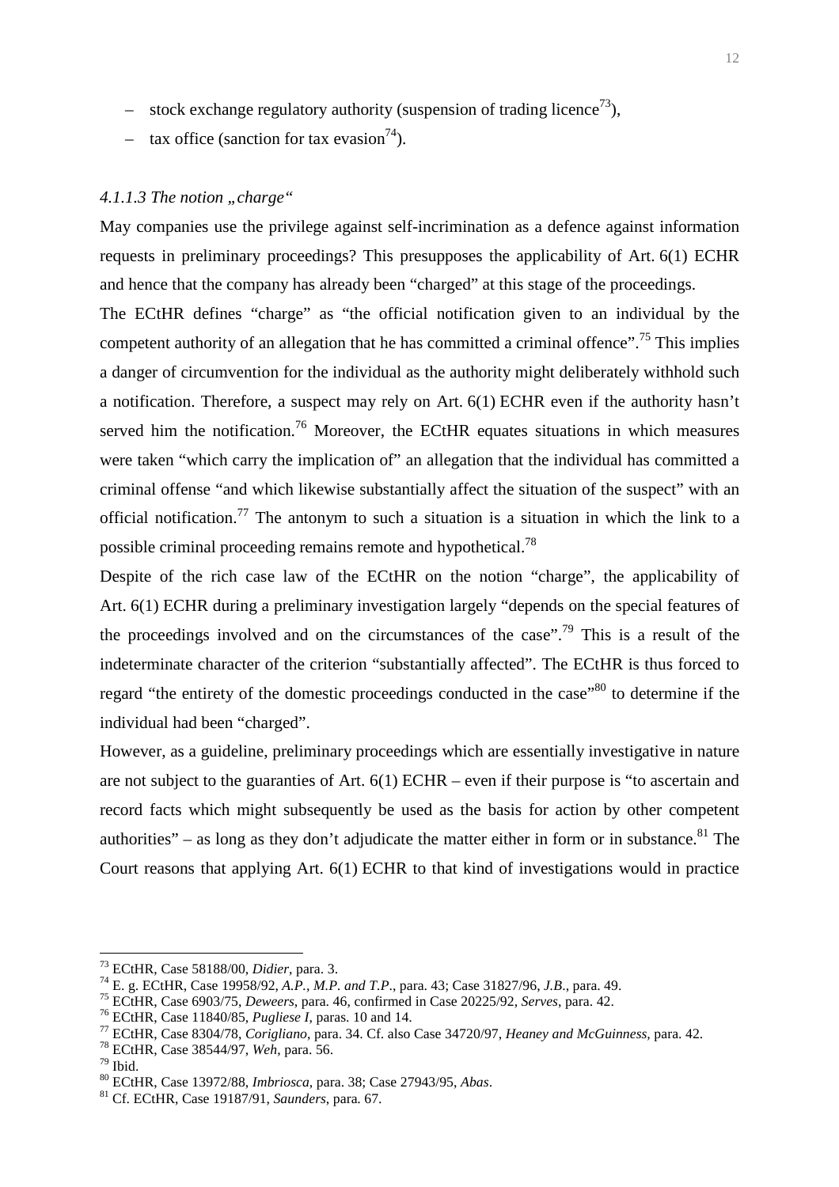- stock exchange regulatory authority (suspension of trading licence[73]),
- tax office (sanction for tax evasion[74]).

#### *4.1.1.3 The notion „charge"*

May companies use the privilege against self-incrimination as a defence against information requests in preliminary proceedings? This presupposes the applicability of Art. 6(1) ECHR and hence that the company has already been "charged" at this stage of the proceedings.

The ECtHR defines "charge" as "the official notification given to an individual by the competent authority of an allegation that he has committed a criminal offence".[75] This implies a danger of circumvention for the individual as the authority might deliberately withhold such a notification. Therefore, a suspect may rely on Art. 6(1) ECHR even if the authority hasn't served him the notification.[76] Moreover, the ECtHR equates situations in which measures were taken "which carry the implication of" an allegation that the individual has committed a criminal offense "and which likewise substantially affect the situation of the suspect" with an official notification.[77] The antonym to such a situation is a situation in which the link to a possible criminal proceeding remains remote and hypothetical.[78]

Despite of the rich case law of the ECtHR on the notion "charge", the applicability of Art. 6(1) ECHR during a preliminary investigation largely "depends on the special features of the proceedings involved and on the circumstances of the case".[79] This is a result of the indeterminate character of the criterion "substantially affected". The ECtHR is thus forced to regard "the entirety of the domestic proceedings conducted in the case"[80] to determine if the individual had been "charged".

However, as a guideline, preliminary proceedings which are essentially investigative in nature are not subject to the guaranties of Art. 6(1) ECHR – even if their purpose is "to ascertain and record facts which might subsequently be used as the basis for action by other competent authorities" – as long as they don't adjudicate the matter either in form or in substance.[81] The Court reasons that applying Art. 6(1) ECHR to that kind of investigations would in practice

---

[73] ECtHR, Case 58188/00, *Didier*, para. 3.

[74] E. g. ECtHR, Case 19958/92, *A.P., M.P. and T.P.*, para. 43; Case 31827/96, *J.B.*, para. 49.

[75] ECtHR, Case 6903/75, *Deweers*, para. 46, confirmed in Case 20225/92, *Serves*, para. 42.

[76] ECtHR, Case 11840/85, *Pugliese I*, paras. 10 and 14.

[77] ECtHR, Case 8304/78, *Corigliano*, para. 34. Cf. also Case 34720/97, *Heaney and McGuinness*, para. 42.

[78] ECtHR, Case 38544/97, *Weh*, para. 56.

[79] Ibid.

[80] ECtHR, Case 13972/88, *Imbriosca*, para. 38; Case 27943/95, *Abas*.

[81] Cf. ECtHR, Case 19187/91, *Saunders*, para. 67.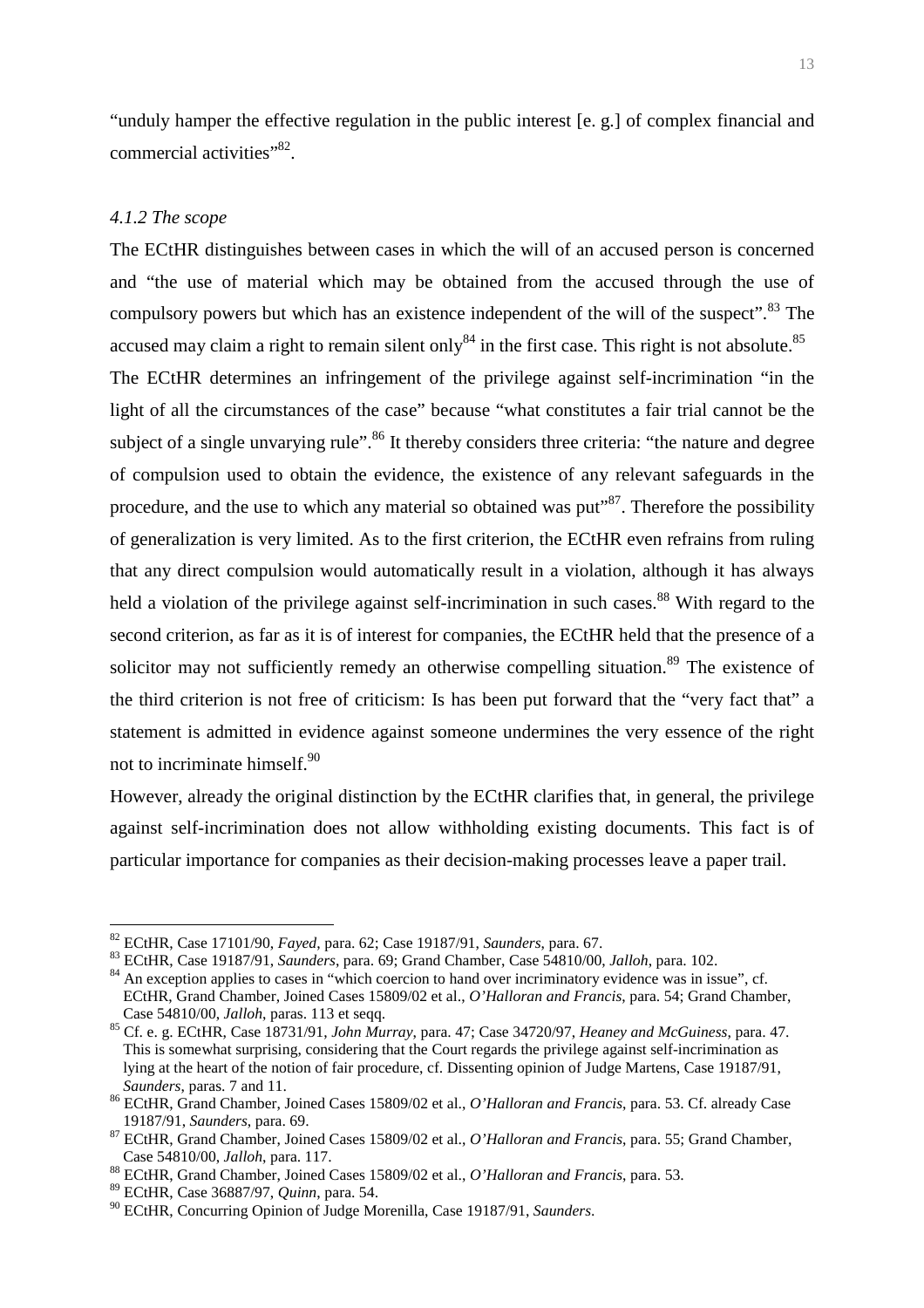"unduly hamper the effective regulation in the public interest [e. g.] of complex financial and commercial activities"[82].

*4.1.2 The scope*

The ECtHR distinguishes between cases in which the will of an accused person is concerned and "the use of material which may be obtained from the accused through the use of compulsory powers but which has an existence independent of the will of the suspect".[83] The accused may claim a right to remain silent only[84] in the first case. This right is not absolute.[85] The ECtHR determines an infringement of the privilege against self-incrimination "in the light of all the circumstances of the case" because "what constitutes a fair trial cannot be the subject of a single unvarying rule".[86] It thereby considers three criteria: "the nature and degree of compulsion used to obtain the evidence, the existence of any relevant safeguards in the procedure, and the use to which any material so obtained was put"[87]. Therefore the possibility of generalization is very limited. As to the first criterion, the ECtHR even refrains from ruling that any direct compulsion would automatically result in a violation, although it has always held a violation of the privilege against self-incrimination in such cases.[88] With regard to the second criterion, as far as it is of interest for companies, the ECtHR held that the presence of a solicitor may not sufficiently remedy an otherwise compelling situation.[89] The existence of the third criterion is not free of criticism: Is has been put forward that the "very fact that" a statement is admitted in evidence against someone undermines the very essence of the right not to incriminate himself.[90]

However, already the original distinction by the ECtHR clarifies that, in general, the privilege against self-incrimination does not allow withholding existing documents. This fact is of particular importance for companies as their decision-making processes leave a paper trail.

---

[82] ECtHR, Case 17101/90, *Fayed*, para. 62; Case 19187/91, *Saunders*, para. 67.

[83] ECtHR, Case 19187/91, *Saunders*, para. 69; Grand Chamber, Case 54810/00, *Jalloh*, para. 102.

[84] An exception applies to cases in "which coercion to hand over incriminatory evidence was in issue", cf. ECtHR, Grand Chamber, Joined Cases 15809/02 et al., *O'Halloran and Francis*, para. 54; Grand Chamber, Case 54810/00, *Jalloh*, paras. 113 et seqq.

[85] Cf. e. g. ECtHR, Case 18731/91, *John Murray*, para. 47; Case 34720/97, *Heaney and McGuiness*, para. 47. This is somewhat surprising, considering that the Court regards the privilege against self-incrimination as lying at the heart of the notion of fair procedure, cf. Dissenting opinion of Judge Martens, Case 19187/91, *Saunders*, paras. 7 and 11.

[86] ECtHR, Grand Chamber, Joined Cases 15809/02 et al., *O'Halloran and Francis*, para. 53. Cf. already Case 19187/91, *Saunders*, para. 69.

[87] ECtHR, Grand Chamber, Joined Cases 15809/02 et al., *O'Halloran and Francis*, para. 55; Grand Chamber, Case 54810/00, *Jalloh*, para. 117.

[88] ECtHR, Grand Chamber, Joined Cases 15809/02 et al., *O'Halloran and Francis*, para. 53.

[89] ECtHR, Case 36887/97, *Quinn*, para. 54.

[90] ECtHR, Concurring Opinion of Judge Morenilla, Case 19187/91, *Saunders*.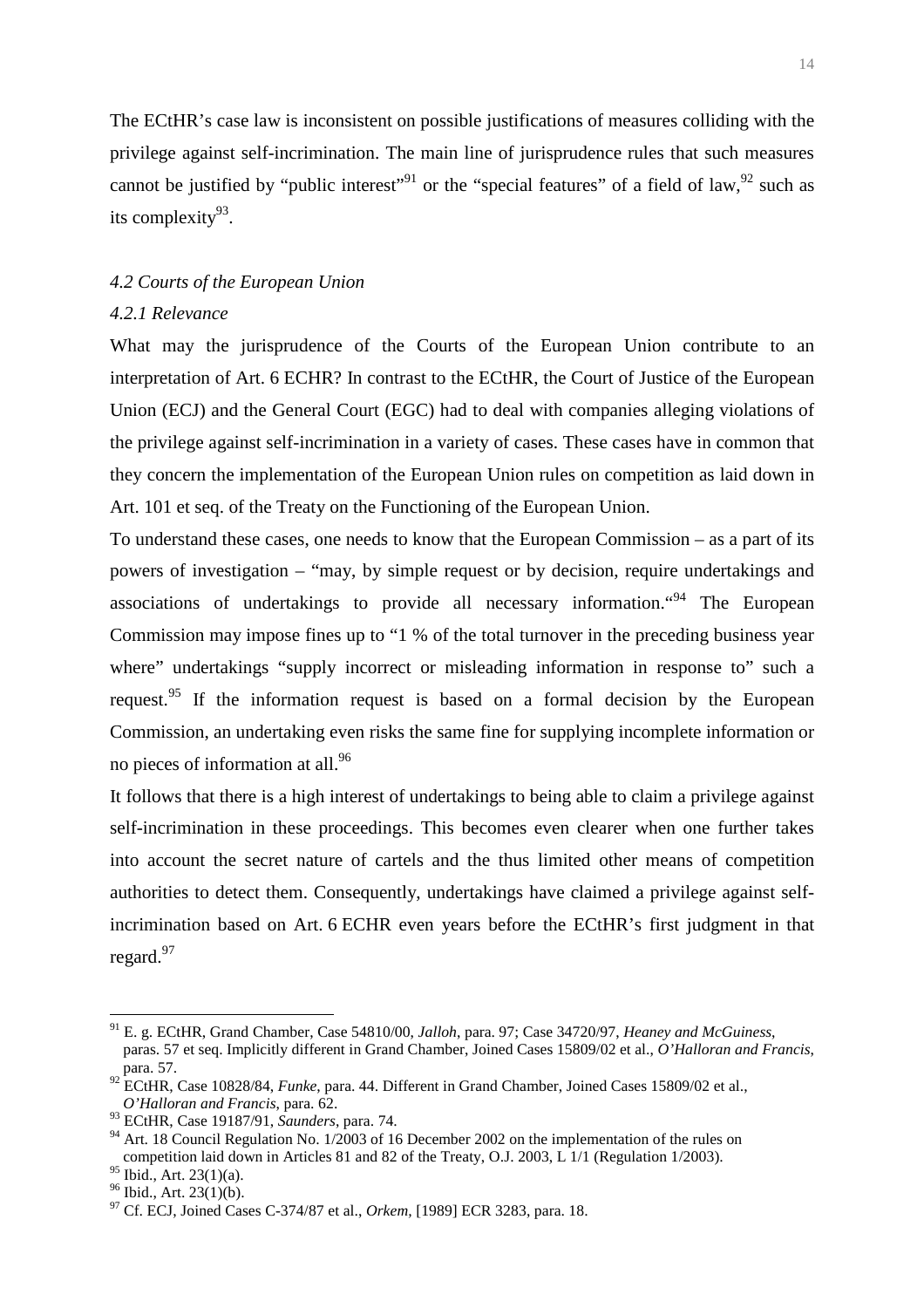The ECtHR's case law is inconsistent on possible justifications of measures colliding with the privilege against self-incrimination. The main line of jurisprudence rules that such measures cannot be justified by "public interest"[91] or the "special features" of a field of law,[92] such as its complexity[93].

### *4.2 Courts of the European Union*

#### *4.2.1 Relevance*

What may the jurisprudence of the Courts of the European Union contribute to an interpretation of Art. 6 ECHR? In contrast to the ECtHR, the Court of Justice of the European Union (ECJ) and the General Court (EGC) had to deal with companies alleging violations of the privilege against self-incrimination in a variety of cases. These cases have in common that they concern the implementation of the European Union rules on competition as laid down in Art. 101 et seq. of the Treaty on the Functioning of the European Union.

To understand these cases, one needs to know that the European Commission – as a part of its powers of investigation – "may, by simple request or by decision, require undertakings and associations of undertakings to provide all necessary information."[94] The European Commission may impose fines up to "1 % of the total turnover in the preceding business year where" undertakings "supply incorrect or misleading information in response to" such a request.[95] If the information request is based on a formal decision by the European Commission, an undertaking even risks the same fine for supplying incomplete information or no pieces of information at all.[96]

It follows that there is a high interest of undertakings to being able to claim a privilege against self-incrimination in these proceedings. This becomes even clearer when one further takes into account the secret nature of cartels and the thus limited other means of competition authorities to detect them. Consequently, undertakings have claimed a privilege against self-incrimination based on Art. 6 ECHR even years before the ECtHR's first judgment in that regard.[97]

---

[91] E. g. ECtHR, Grand Chamber, Case 54810/00, *Jalloh*, para. 97; Case 34720/97, *Heaney and McGuiness*, paras. 57 et seq. Implicitly different in Grand Chamber, Joined Cases 15809/02 et al., *O'Halloran and Francis*, para. 57.

[92] ECtHR, Case 10828/84, *Funke*, para. 44. Different in Grand Chamber, Joined Cases 15809/02 et al., *O'Halloran and Francis*, para. 62.

[93] ECtHR, Case 19187/91, *Saunders*, para. 74.

[94] Art. 18 Council Regulation No. 1/2003 of 16 December 2002 on the implementation of the rules on competition laid down in Articles 81 and 82 of the Treaty, O.J. 2003, L 1/1 (Regulation 1/2003).

[95] Ibid., Art. 23(1)(a).

[96] Ibid., Art. 23(1)(b).

[97] Cf. ECJ, Joined Cases C-374/87 et al., *Orkem*, [1989] ECR 3283, para. 18.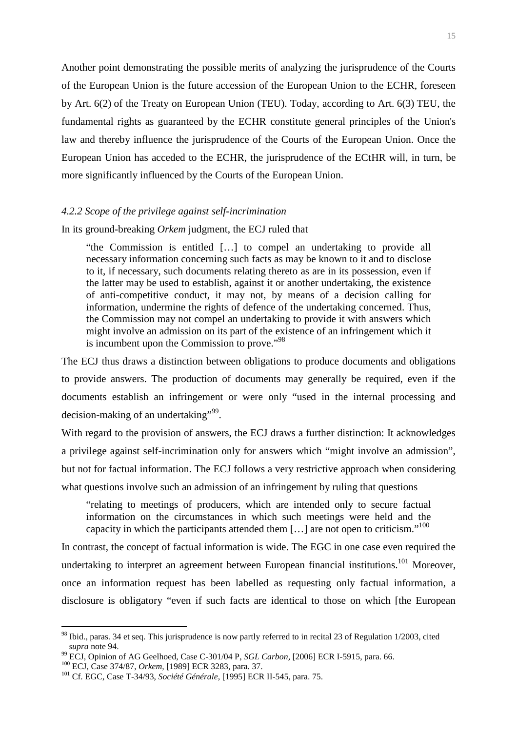Another point demonstrating the possible merits of analyzing the jurisprudence of the Courts of the European Union is the future accession of the European Union to the ECHR, foreseen by Art. 6(2) of the Treaty on European Union (TEU). Today, according to Art. 6(3) TEU, the fundamental rights as guaranteed by the ECHR constitute general principles of the Union's law and thereby influence the jurisprudence of the Courts of the European Union. Once the European Union has acceded to the ECHR, the jurisprudence of the ECtHR will, in turn, be more significantly influenced by the Courts of the European Union.

#### *4.2.2 Scope of the privilege against self-incrimination*

In its ground-breaking *Orkem* judgment, the ECJ ruled that

> "the Commission is entitled […] to compel an undertaking to provide all necessary information concerning such facts as may be known to it and to disclose to it, if necessary, such documents relating thereto as are in its possession, even if the latter may be used to establish, against it or another undertaking, the existence of anti-competitive conduct, it may not, by means of a decision calling for information, undermine the rights of defence of the undertaking concerned. Thus, the Commission may not compel an undertaking to provide it with answers which might involve an admission on its part of the existence of an infringement which it is incumbent upon the Commission to prove."[98]

The ECJ thus draws a distinction between obligations to produce documents and obligations to provide answers. The production of documents may generally be required, even if the documents establish an infringement or were only "used in the internal processing and decision-making of an undertaking"[99].

With regard to the provision of answers, the ECJ draws a further distinction: It acknowledges a privilege against self-incrimination only for answers which "might involve an admission", but not for factual information. The ECJ follows a very restrictive approach when considering what questions involve such an admission of an infringement by ruling that questions

> "relating to meetings of producers, which are intended only to secure factual information on the circumstances in which such meetings were held and the capacity in which the participants attended them […] are not open to criticism."[100]

In contrast, the concept of factual information is wide. The EGC in one case even required the undertaking to interpret an agreement between European financial institutions.[101] Moreover, once an information request has been labelled as requesting only factual information, a disclosure is obligatory "even if such facts are identical to those on which [the European

---

[98] Ibid., paras. 34 et seq. This jurisprudence is now partly referred to in recital 23 of Regulation 1/2003, cited *supra* note 94.

[99] ECJ, Opinion of AG Geelhoed, Case C-301/04 P, *SGL Carbon*, [2006] ECR I-5915, para. 66.

[100] ECJ, Case 374/87, *Orkem*, [1989] ECR 3283, para. 37.

[101] Cf. EGC, Case T-34/93, *Société Générale*, [1995] ECR II-545, para. 75.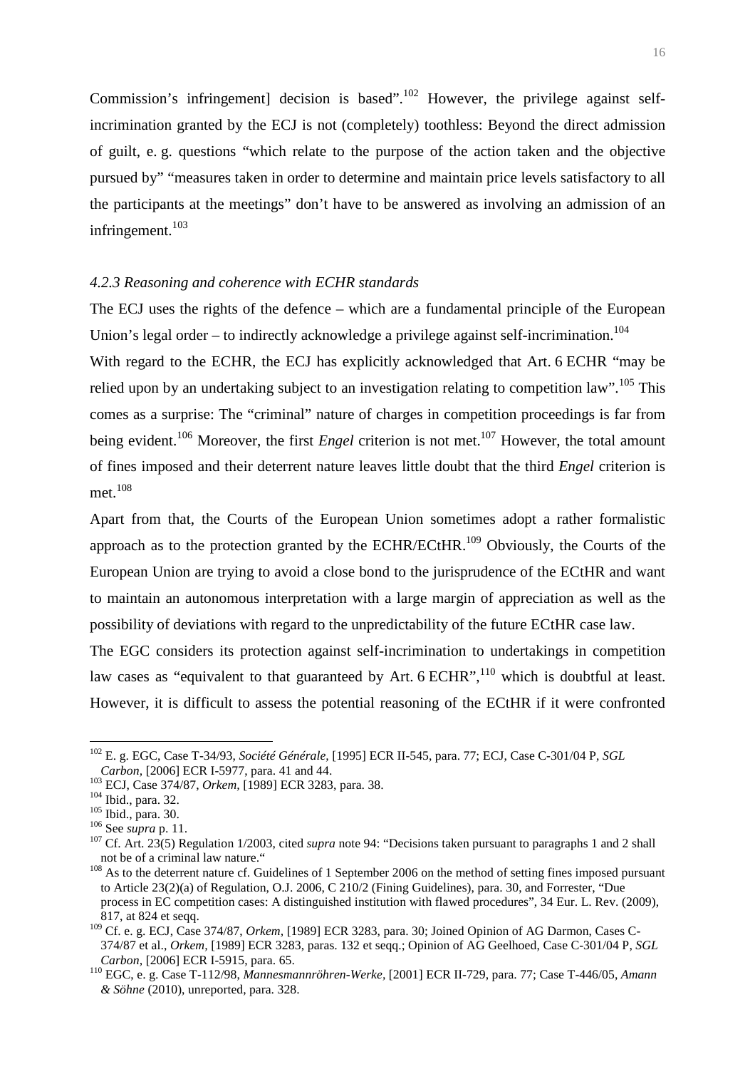Commission's infringement] decision is based".[102] However, the privilege against self-incrimination granted by the ECJ is not (completely) toothless: Beyond the direct admission of guilt, e. g. questions "which relate to the purpose of the action taken and the objective pursued by" "measures taken in order to determine and maintain price levels satisfactory to all the participants at the meetings" don't have to be answered as involving an admission of an infringement.[103]

### *4.2.3 Reasoning and coherence with ECHR standards*

The ECJ uses the rights of the defence – which are a fundamental principle of the European Union's legal order – to indirectly acknowledge a privilege against self-incrimination.[104]

With regard to the ECHR, the ECJ has explicitly acknowledged that Art. 6 ECHR "may be relied upon by an undertaking subject to an investigation relating to competition law".[105] This comes as a surprise: The "criminal" nature of charges in competition proceedings is far from being evident.[106] Moreover, the first *Engel* criterion is not met.[107] However, the total amount of fines imposed and their deterrent nature leaves little doubt that the third *Engel* criterion is met.[108]

Apart from that, the Courts of the European Union sometimes adopt a rather formalistic approach as to the protection granted by the ECHR/ECtHR.[109] Obviously, the Courts of the European Union are trying to avoid a close bond to the jurisprudence of the ECtHR and want to maintain an autonomous interpretation with a large margin of appreciation as well as the possibility of deviations with regard to the unpredictability of the future ECtHR case law.

The EGC considers its protection against self-incrimination to undertakings in competition law cases as "equivalent to that guaranteed by Art. 6 ECHR",[110] which is doubtful at least. However, it is difficult to assess the potential reasoning of the ECtHR if it were confronted

---

[102] E. g. EGC, Case T-34/93, *Société Générale*, [1995] ECR II-545, para. 77; ECJ, Case C-301/04 P, *SGL Carbon*, [2006] ECR I-5977, para. 41 and 44.

[103] ECJ, Case 374/87, *Orkem*, [1989] ECR 3283, para. 38.

[104] Ibid., para. 32.

[105] Ibid., para. 30.

[106] See *supra* p. 11.

[107] Cf. Art. 23(5) Regulation 1/2003, cited *supra* note 94: "Decisions taken pursuant to paragraphs 1 and 2 shall not be of a criminal law nature."

[108] As to the deterrent nature cf. Guidelines of 1 September 2006 on the method of setting fines imposed pursuant to Article 23(2)(a) of Regulation, O.J. 2006, C 210/2 (Fining Guidelines), para. 30, and Forrester, "Due process in EC competition cases: A distinguished institution with flawed procedures", 34 Eur. L. Rev. (2009), 817, at 824 et seqq.

[109] Cf. e. g. ECJ, Case 374/87, *Orkem*, [1989] ECR 3283, para. 30; Joined Opinion of AG Darmon, Cases C-374/87 et al., *Orkem*, [1989] ECR 3283, paras. 132 et seqq.; Opinion of AG Geelhoed, Case C-301/04 P, *SGL Carbon*, [2006] ECR I-5915, para. 65.

[110] EGC, e. g. Case T-112/98, *Mannesmannröhren-Werke*, [2001] ECR II-729, para. 77; Case T-446/05, *Amann & Söhne* (2010), unreported, para. 328.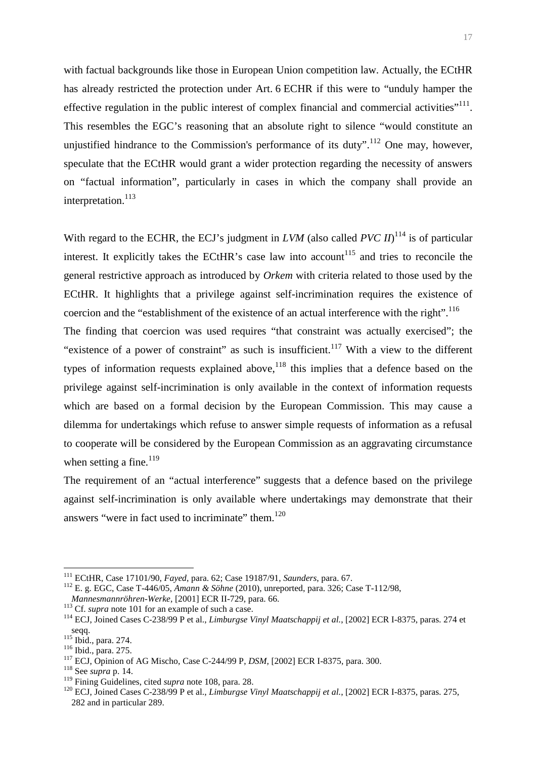with factual backgrounds like those in European Union competition law. Actually, the ECtHR has already restricted the protection under Art. 6 ECHR if this were to "unduly hamper the effective regulation in the public interest of complex financial and commercial activities"[111]. This resembles the EGC's reasoning that an absolute right to silence "would constitute an unjustified hindrance to the Commission's performance of its duty".[112] One may, however, speculate that the ECtHR would grant a wider protection regarding the necessity of answers on "factual information", particularly in cases in which the company shall provide an interpretation.[113]

With regard to the ECHR, the ECJ's judgment in *LVM* (also called *PVC II*)[114] is of particular interest. It explicitly takes the ECtHR's case law into account[115] and tries to reconcile the general restrictive approach as introduced by *Orkem* with criteria related to those used by the ECtHR. It highlights that a privilege against self-incrimination requires the existence of coercion and the "establishment of the existence of an actual interference with the right".[116]

The finding that coercion was used requires "that constraint was actually exercised"; the "existence of a power of constraint" as such is insufficient.[117] With a view to the different types of information requests explained above,[118] this implies that a defence based on the privilege against self-incrimination is only available in the context of information requests which are based on a formal decision by the European Commission. This may cause a dilemma for undertakings which refuse to answer simple requests of information as a refusal to cooperate will be considered by the European Commission as an aggravating circumstance when setting a fine.[119]

The requirement of an "actual interference" suggests that a defence based on the privilege against self-incrimination is only available where undertakings may demonstrate that their answers "were in fact used to incriminate" them.[120]

---

[111] ECtHR, Case 17101/90, *Fayed*, para. 62; Case 19187/91, *Saunders*, para. 67.

[112] E. g. EGC, Case T-446/05, *Amann & Söhne* (2010), unreported, para. 326; Case T-112/98, *Mannesmannröhren-Werke*, [2001] ECR II-729, para. 66.

[113] Cf. *supra* note 101 for an example of such a case.

[114] ECJ, Joined Cases C-238/99 P et al., *Limburgse Vinyl Maatschappij et al.*, [2002] ECR I-8375, paras. 274 et seqq.

[115] Ibid., para. 274.

[116] Ibid., para. 275.

[117] ECJ, Opinion of AG Mischo, Case C-244/99 P, *DSM*, [2002] ECR I-8375, para. 300.

[118] See *supra* p. 14.

[119] Fining Guidelines, cited *supra* note 108, para. 28.

[120] ECJ, Joined Cases C-238/99 P et al., *Limburgse Vinyl Maatschappij et al.*, [2002] ECR I-8375, paras. 275, 282 and in particular 289.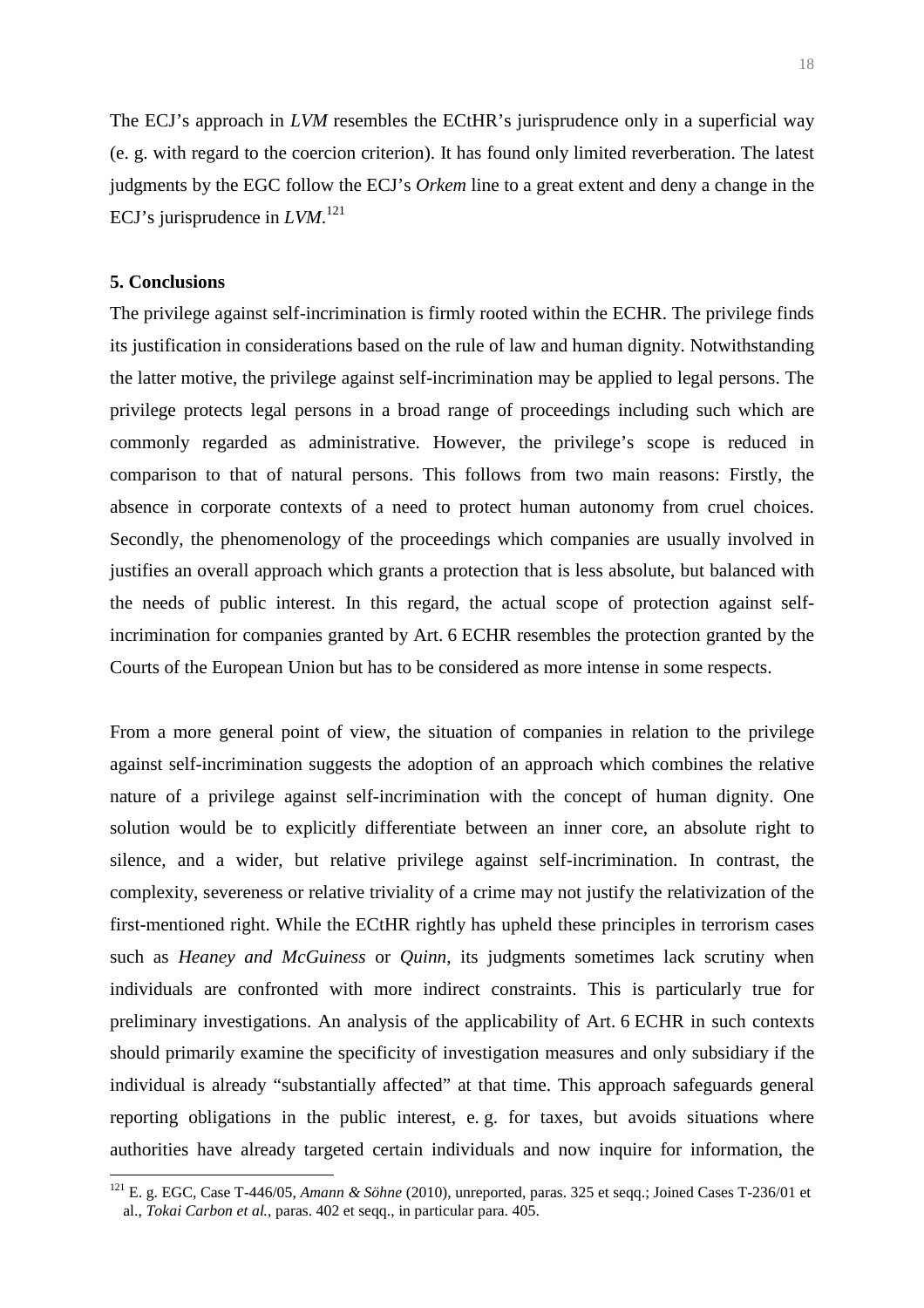The ECJ's approach in *LVM* resembles the ECtHR's jurisprudence only in a superficial way (e. g. with regard to the coercion criterion). It has found only limited reverberation. The latest judgments by the EGC follow the ECJ's *Orkem* line to a great extent and deny a change in the ECJ's jurisprudence in *LVM*.[121]

**5. Conclusions**

The privilege against self-incrimination is firmly rooted within the ECHR. The privilege finds its justification in considerations based on the rule of law and human dignity. Notwithstanding the latter motive, the privilege against self-incrimination may be applied to legal persons. The privilege protects legal persons in a broad range of proceedings including such which are commonly regarded as administrative. However, the privilege's scope is reduced in comparison to that of natural persons. This follows from two main reasons: Firstly, the absence in corporate contexts of a need to protect human autonomy from cruel choices. Secondly, the phenomenology of the proceedings which companies are usually involved in justifies an overall approach which grants a protection that is less absolute, but balanced with the needs of public interest. In this regard, the actual scope of protection against self-incrimination for companies granted by Art. 6 ECHR resembles the protection granted by the Courts of the European Union but has to be considered as more intense in some respects.

From a more general point of view, the situation of companies in relation to the privilege against self-incrimination suggests the adoption of an approach which combines the relative nature of a privilege against self-incrimination with the concept of human dignity. One solution would be to explicitly differentiate between an inner core, an absolute right to silence, and a wider, but relative privilege against self-incrimination. In contrast, the complexity, severeness or relative triviality of a crime may not justify the relativization of the first-mentioned right. While the ECtHR rightly has upheld these principles in terrorism cases such as *Heaney and McGuiness* or *Quinn*, its judgments sometimes lack scrutiny when individuals are confronted with more indirect constraints. This is particularly true for preliminary investigations. An analysis of the applicability of Art. 6 ECHR in such contexts should primarily examine the specificity of investigation measures and only subsidiary if the individual is already "substantially affected" at that time. This approach safeguards general reporting obligations in the public interest, e. g. for taxes, but avoids situations where authorities have already targeted certain individuals and now inquire for information, the

[121] E. g. EGC, Case T-446/05, *Amann & Söhne* (2010), unreported, paras. 325 et seqq.; Joined Cases T-236/01 et al., *Tokai Carbon et al.*, paras. 402 et seqq., in particular para. 405.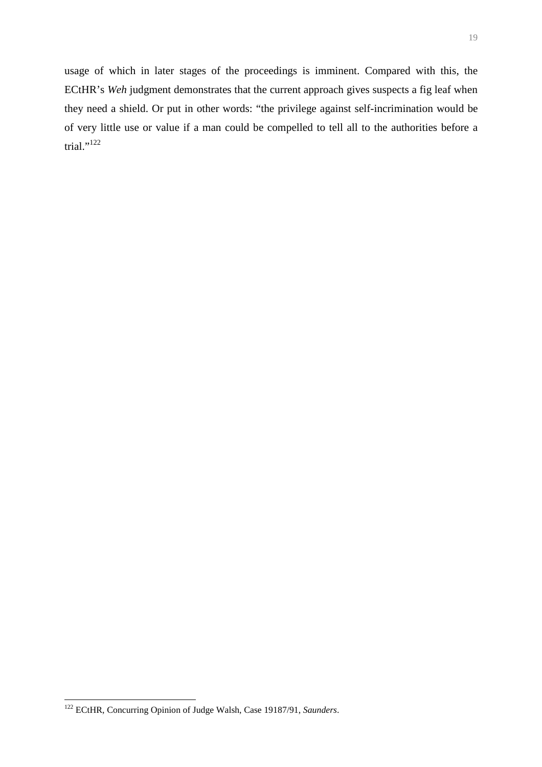usage of which in later stages of the proceedings is imminent. Compared with this, the ECtHR's *Weh* judgment demonstrates that the current approach gives suspects a fig leaf when they need a shield. Or put in other words: "the privilege against self-incrimination would be of very little use or value if a man could be compelled to tell all to the authorities before a trial."[122]

---

[122] ECtHR, Concurring Opinion of Judge Walsh, Case 19187/91, *Saunders*.